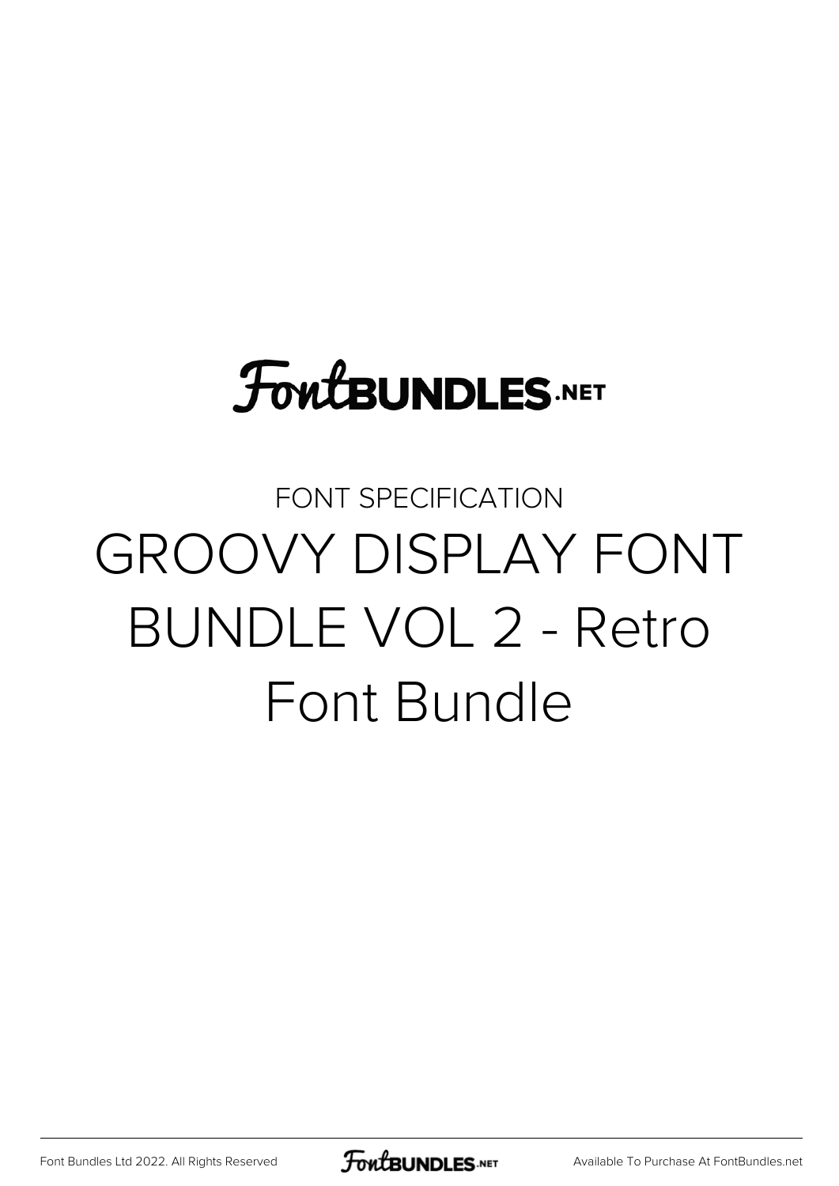FontBUNDLES.NET

FONT SPECIFICATION

# GROOVY DISPLAY FONT BUNDLE VOL 2 - Retro Font Bundle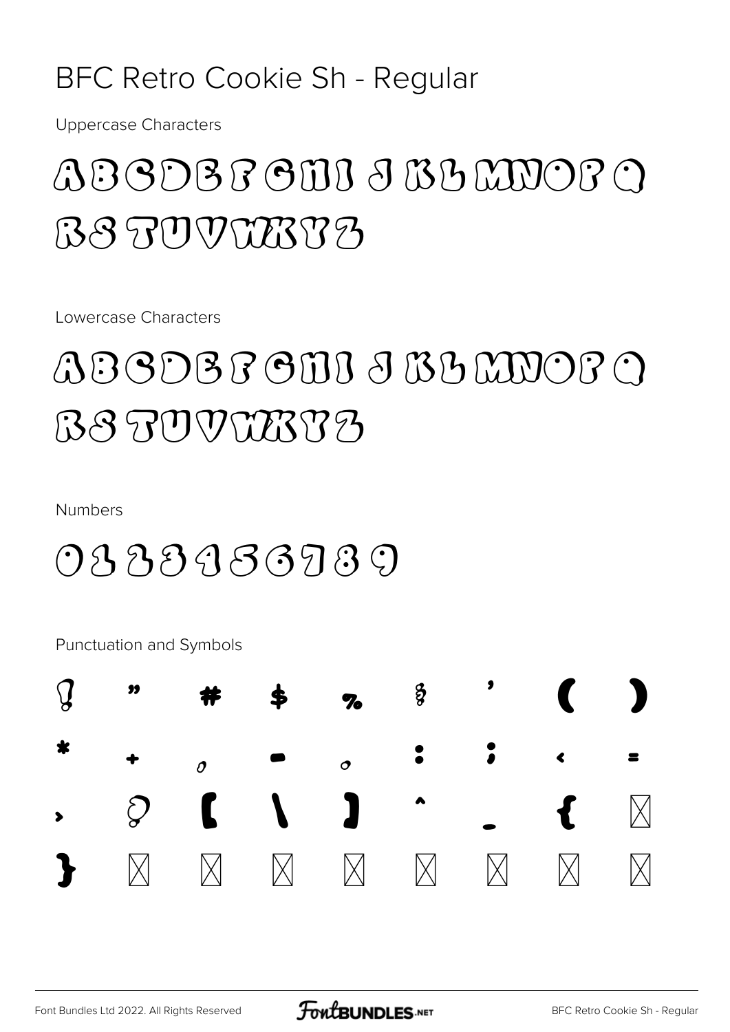# BFC Retro Cookie Sh - Regular

Uppercase Characters

ABCDEFGHIJKLMNOPQ
RSTUVWXYZ

Lowercase Characters

ABCDEFGHIJKLMNOPQ
RSTUVWXYZ

Numbers

0123456789

Punctuation and Symbols

! " # $ % & ' ( )
* + , - . : ; < =
> ? [ \ ] ^ _ { ⊠
} ⊠ ⊠ ⊠ ⊠ ⊠ ⊠ ⊠ ⊠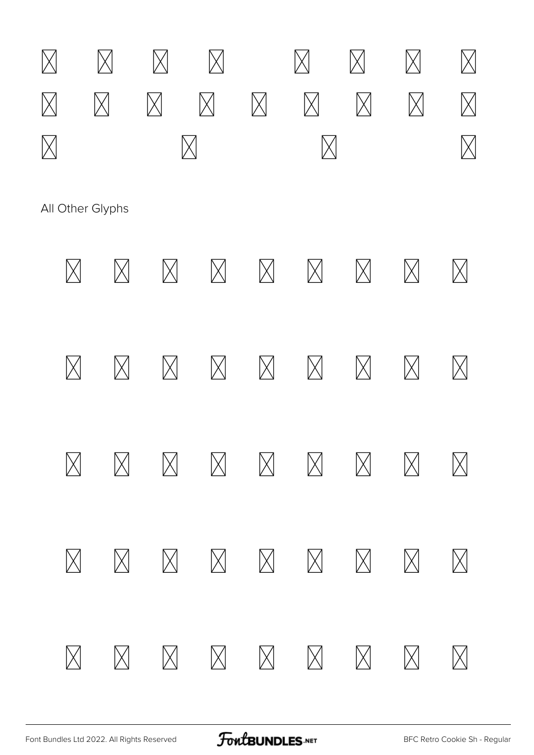All Other Glyphs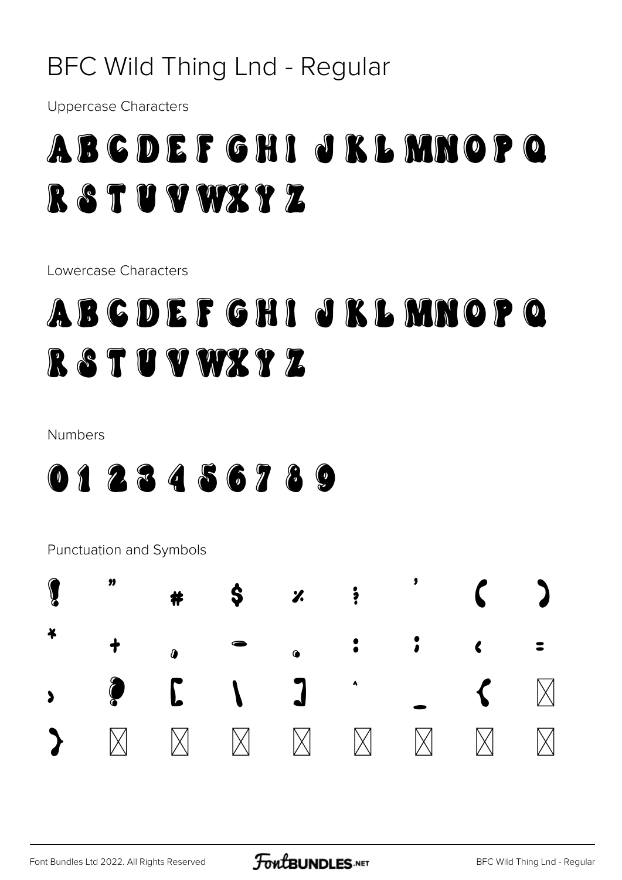# BFC Wild Thing Lnd - Regular

Uppercase Characters

A B C D E F G H I J K L M N O P Q R S T U V W X Y Z

Lowercase Characters

a b c d e f g h i j k l m n o p q r s t u v w x y z

Numbers

0 1 2 3 4 5 6 7 8 9

Punctuation and Symbols

! " # $ % & ' ( ) * + , - . : ; < = > ? [ \ ] ^ _ { | } ~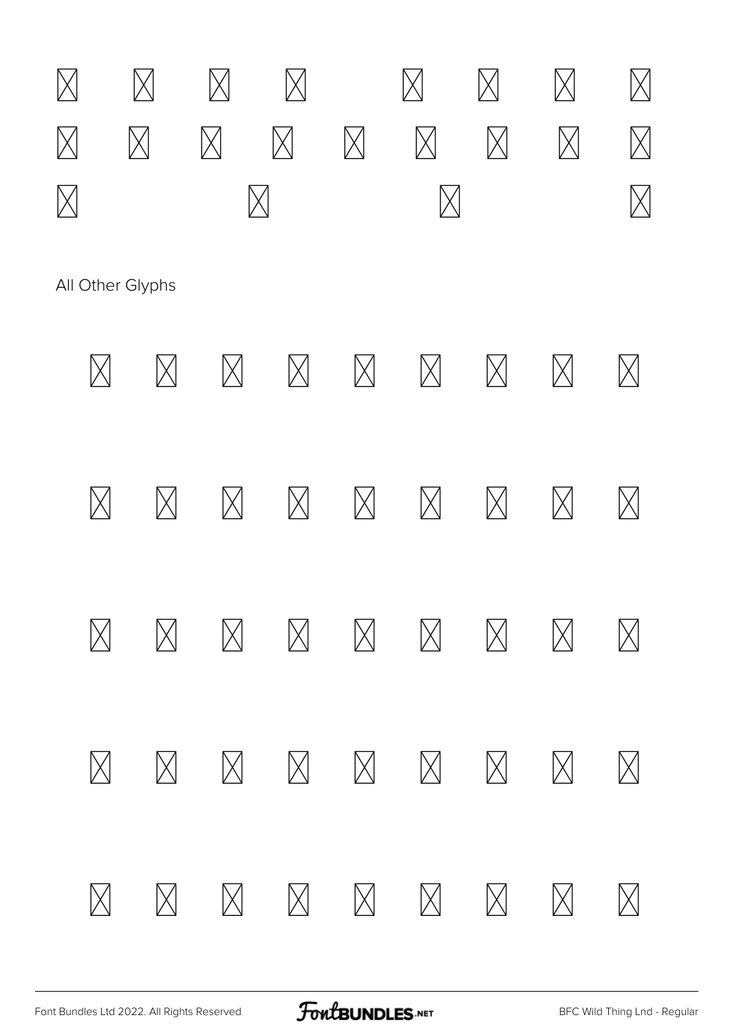All Other Glyphs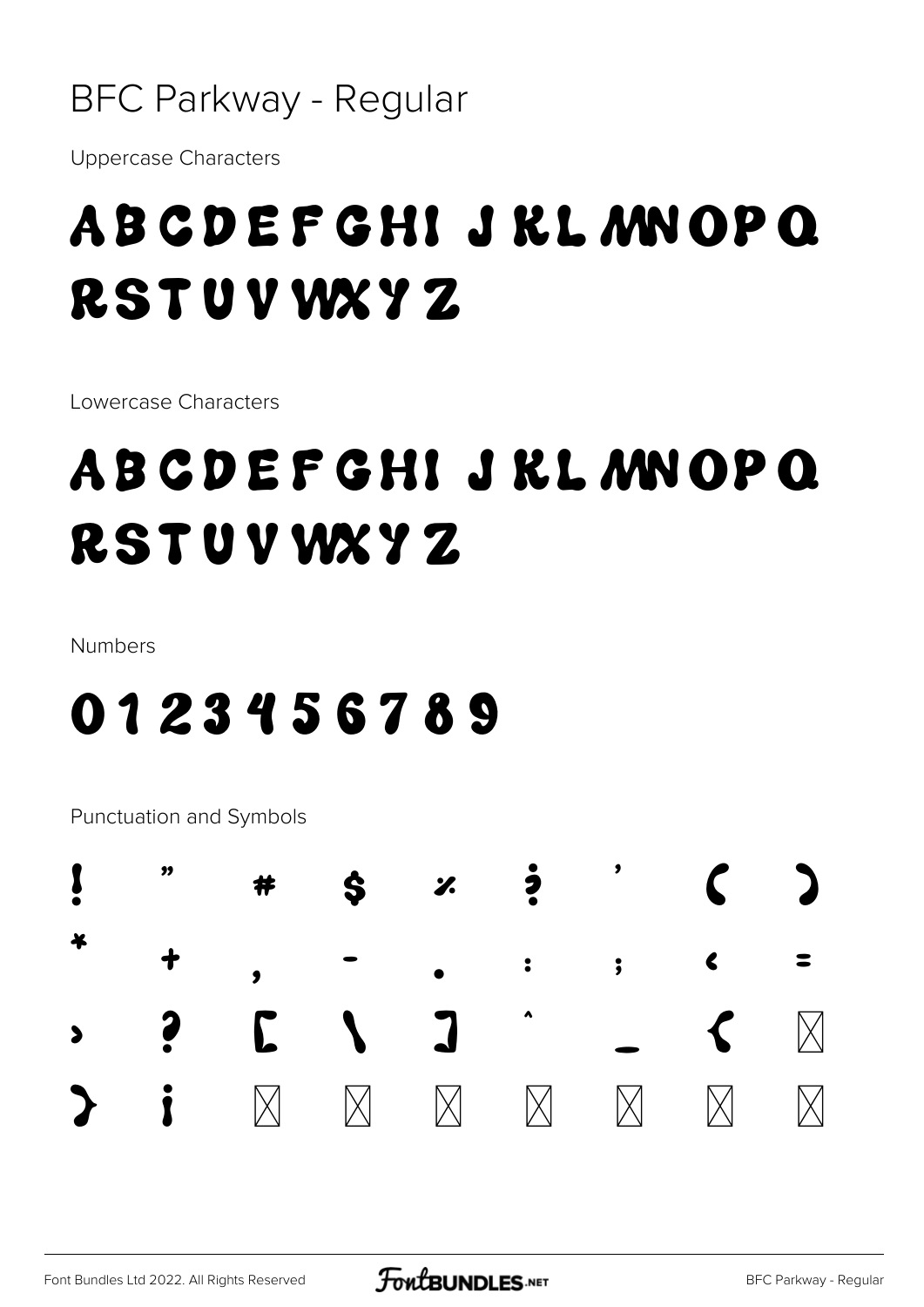# BFC Parkway - Regular

Uppercase Characters

## ABCDEFGHIJKLMNOPQ RSTUVWXYZ

Lowercase Characters

## ABCDEFGHIJKLMNOPQ RSTUVWXYZ

Numbers

## 0123456789

Punctuation and Symbols

! " # $ % & ' ( )
* + , - . : ; < =
> ? [ \ ] ^ _ { ⊠
} ¡ ⊠ ⊠ ⊠ ⊠ ⊠ ⊠ ⊠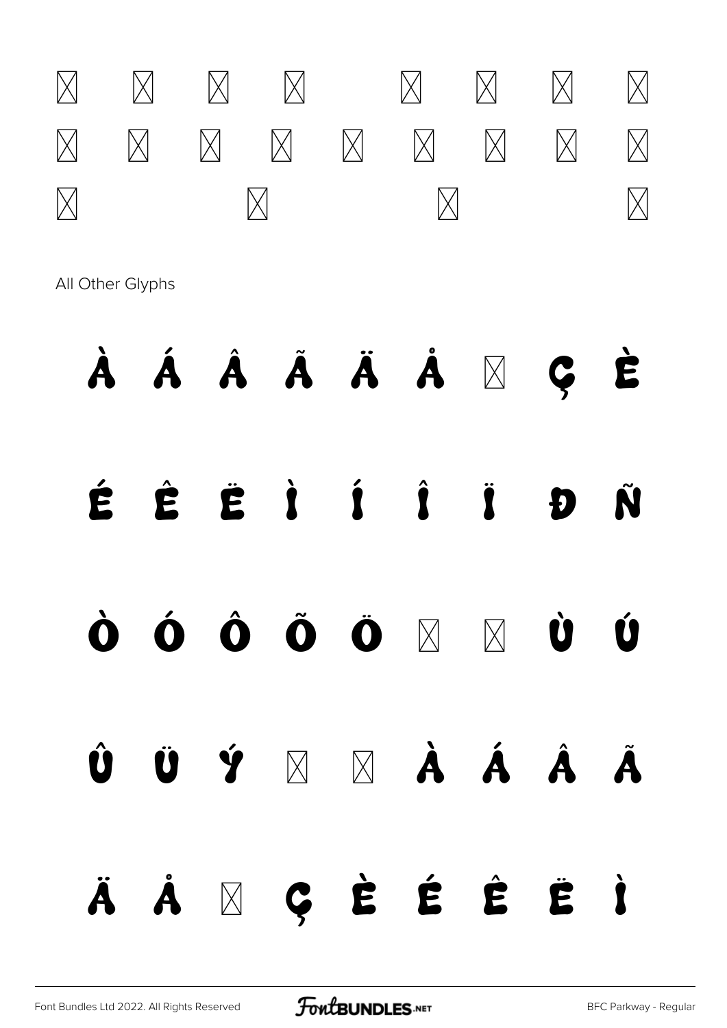All Other Glyphs

À Á Â Ã Ä Å Ç È

É Ê Ë Ì Í Î Ï Đ Ñ

Ò Ó Ô Õ Ö Ù Ú

Û Ü Ý À Á Â Ã

Ä Å Ç È É Ê Ë Ì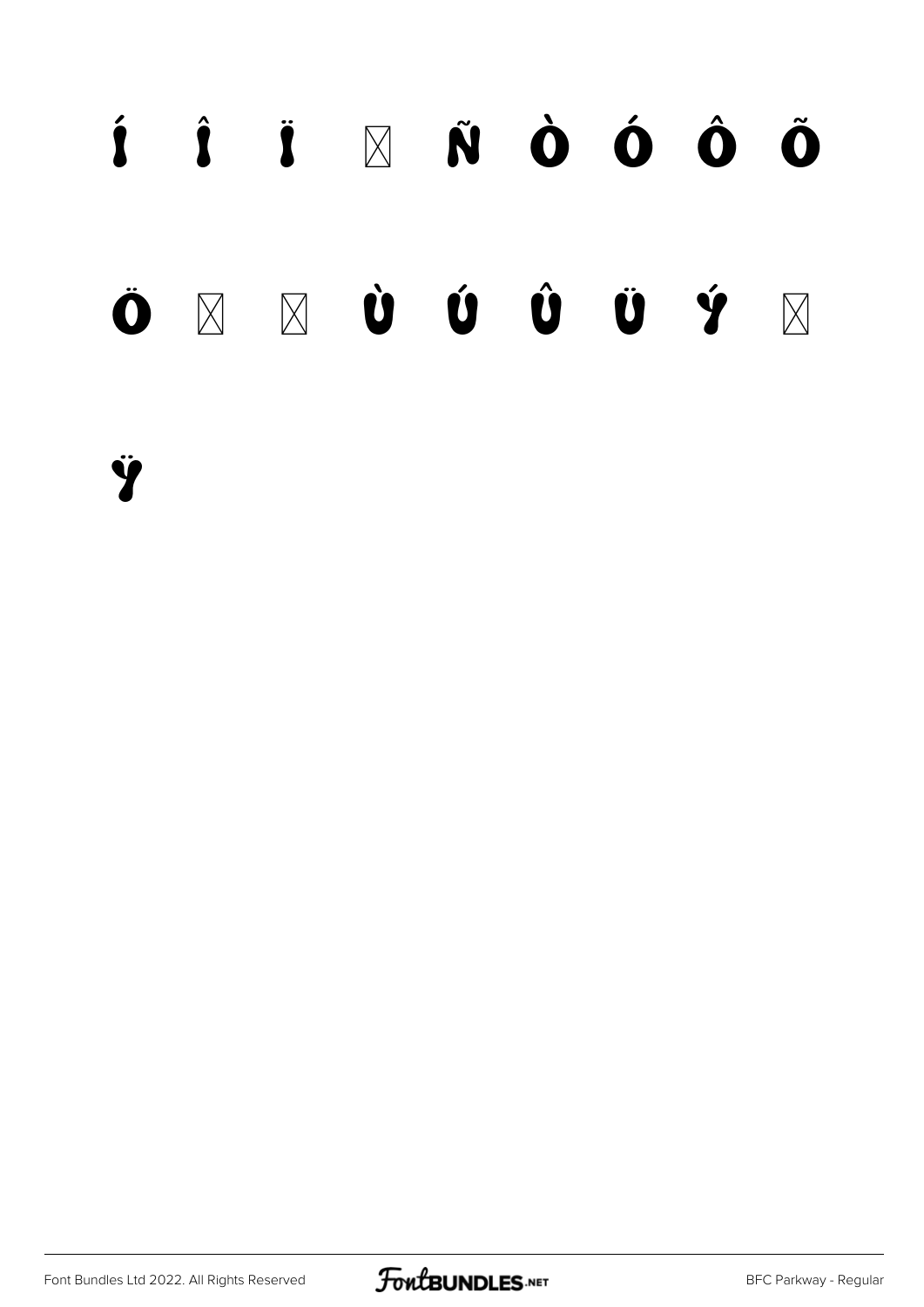Í Î Ï ☒ Ñ Ò Ó Ô Õ

Ö ☒ ☒ Ù Ú Û Ü Ý ☒

Ÿ